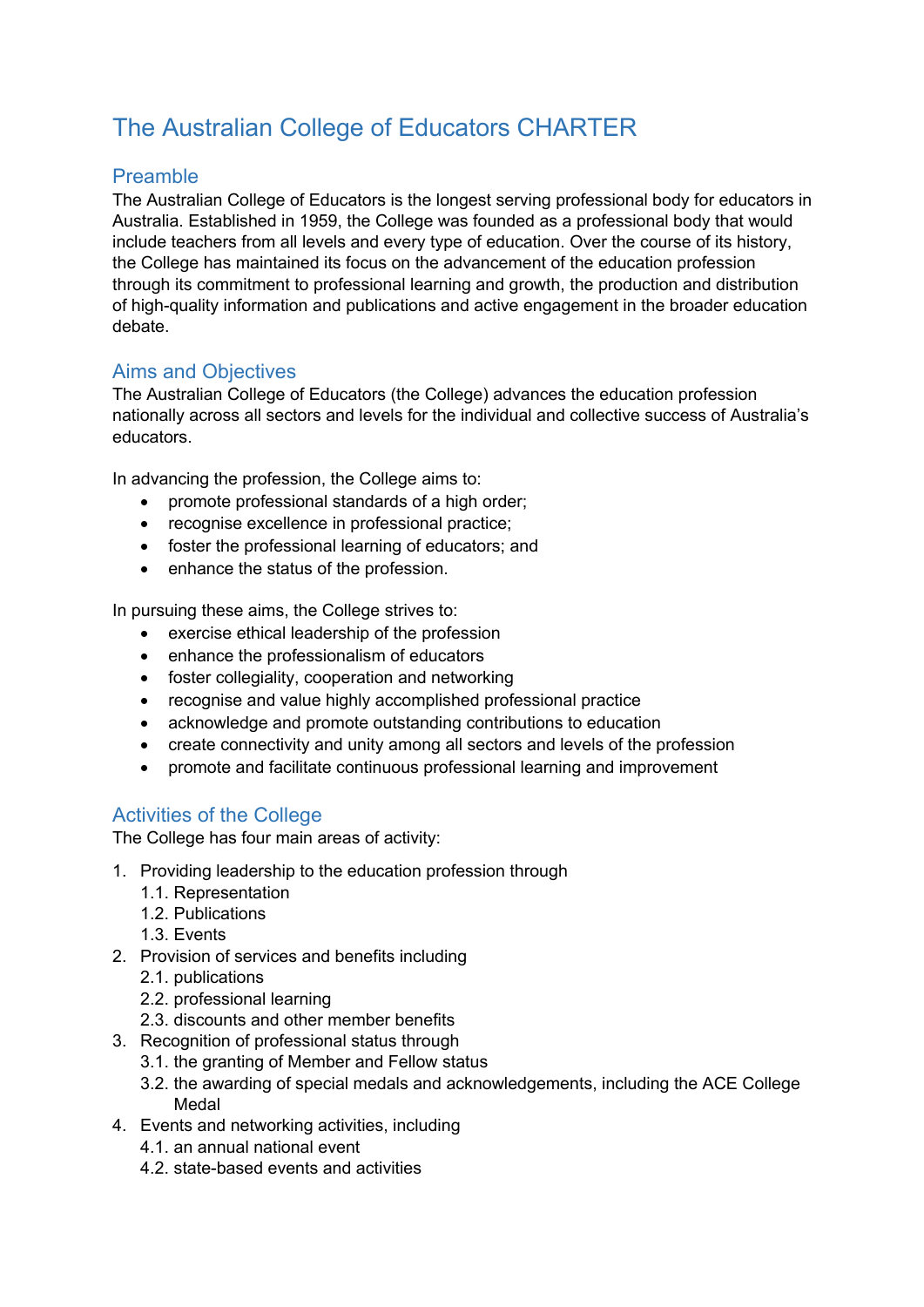# The Australian College of Educators CHARTER

## Preamble

The Australian College of Educators is the longest serving professional body for educators in Australia. Established in 1959, the College was founded as a professional body that would include teachers from all levels and every type of education. Over the course of its history, the College has maintained its focus on the advancement of the education profession through its commitment to professional learning and growth, the production and distribution of high-quality information and publications and active engagement in the broader education debate.

## Aims and Objectives

The Australian College of Educators (the College) advances the education profession nationally across all sectors and levels for the individual and collective success of Australia's educators.

In advancing the profession, the College aims to:

- promote professional standards of a high order;
- recognise excellence in professional practice;
- foster the professional learning of educators; and
- enhance the status of the profession.

In pursuing these aims, the College strives to:

- exercise ethical leadership of the profession
- enhance the professionalism of educators
- foster collegiality, cooperation and networking
- recognise and value highly accomplished professional practice
- acknowledge and promote outstanding contributions to education
- create connectivity and unity among all sectors and levels of the profession
- promote and facilitate continuous professional learning and improvement

## Activities of the College

The College has four main areas of activity:

1. Providing leadership to the education profession through
   1.1. Representation
   1.2. Publications
   1.3. Events
2. Provision of services and benefits including
   2.1. publications
   2.2. professional learning
   2.3. discounts and other member benefits
3. Recognition of professional status through
   3.1. the granting of Member and Fellow status
   3.2. the awarding of special medals and acknowledgements, including the ACE College Medal
4. Events and networking activities, including
   4.1. an annual national event
   4.2. state-based events and activities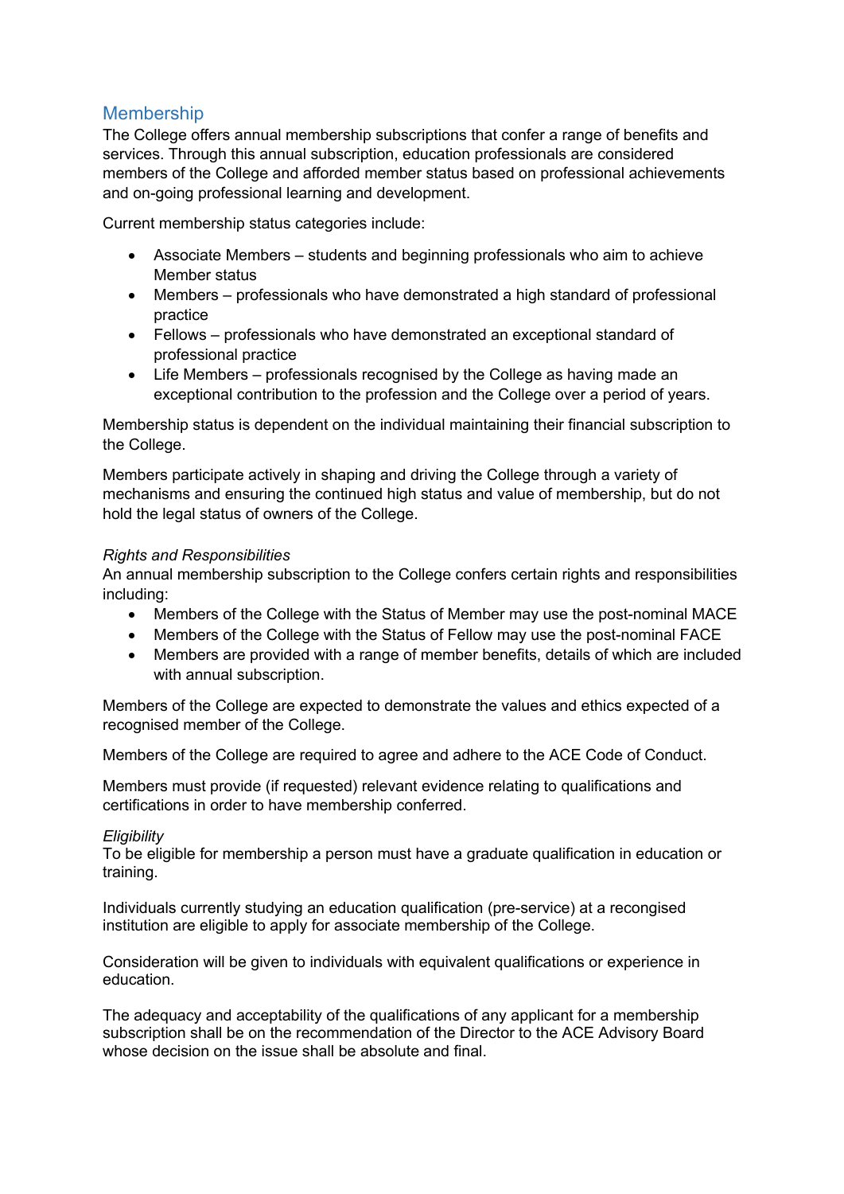## Membership

The College offers annual membership subscriptions that confer a range of benefits and services. Through this annual subscription, education professionals are considered members of the College and afforded member status based on professional achievements and on-going professional learning and development.

Current membership status categories include:

- Associate Members – students and beginning professionals who aim to achieve Member status
- Members – professionals who have demonstrated a high standard of professional practice
- Fellows – professionals who have demonstrated an exceptional standard of professional practice
- Life Members – professionals recognised by the College as having made an exceptional contribution to the profession and the College over a period of years.

Membership status is dependent on the individual maintaining their financial subscription to the College.

Members participate actively in shaping and driving the College through a variety of mechanisms and ensuring the continued high status and value of membership, but do not hold the legal status of owners of the College.

*Rights and Responsibilities*

An annual membership subscription to the College confers certain rights and responsibilities including:

- Members of the College with the Status of Member may use the post-nominal MACE
- Members of the College with the Status of Fellow may use the post-nominal FACE
- Members are provided with a range of member benefits, details of which are included with annual subscription.

Members of the College are expected to demonstrate the values and ethics expected of a recognised member of the College.

Members of the College are required to agree and adhere to the ACE Code of Conduct.

Members must provide (if requested) relevant evidence relating to qualifications and certifications in order to have membership conferred.

*Eligibility*

To be eligible for membership a person must have a graduate qualification in education or training.

Individuals currently studying an education qualification (pre-service) at a recognised institution are eligible to apply for associate membership of the College.

Consideration will be given to individuals with equivalent qualifications or experience in education.

The adequacy and acceptability of the qualifications of any applicant for a membership subscription shall be on the recommendation of the Director to the ACE Advisory Board whose decision on the issue shall be absolute and final.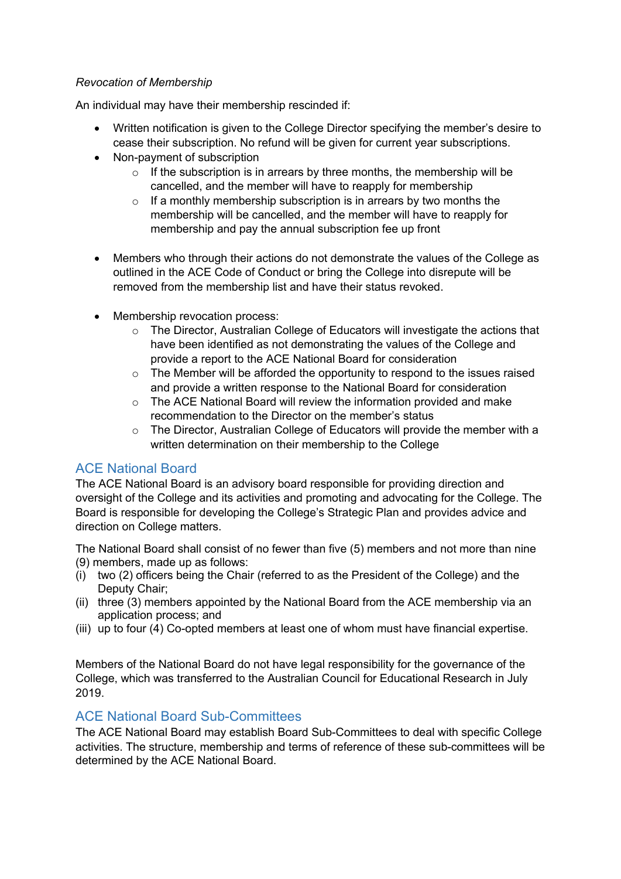*Revocation of Membership*

An individual may have their membership rescinded if:

- Written notification is given to the College Director specifying the member's desire to cease their subscription. No refund will be given for current year subscriptions.
- Non-payment of subscription
    - If the subscription is in arrears by three months, the membership will be cancelled, and the member will have to reapply for membership
    - If a monthly membership subscription is in arrears by two months the membership will be cancelled, and the member will have to reapply for membership and pay the annual subscription fee up front

- Members who through their actions do not demonstrate the values of the College as outlined in the ACE Code of Conduct or bring the College into disrepute will be removed from the membership list and have their status revoked.

- Membership revocation process:
    - The Director, Australian College of Educators will investigate the actions that have been identified as not demonstrating the values of the College and provide a report to the ACE National Board for consideration
    - The Member will be afforded the opportunity to respond to the issues raised and provide a written response to the National Board for consideration
    - The ACE National Board will review the information provided and make recommendation to the Director on the member's status
    - The Director, Australian College of Educators will provide the member with a written determination on their membership to the College

## ACE National Board

The ACE National Board is an advisory board responsible for providing direction and oversight of the College and its activities and promoting and advocating for the College. The Board is responsible for developing the College's Strategic Plan and provides advice and direction on College matters.

The National Board shall consist of no fewer than five (5) members and not more than nine (9) members, made up as follows:

(i) two (2) officers being the Chair (referred to as the President of the College) and the Deputy Chair;
(ii) three (3) members appointed by the National Board from the ACE membership via an application process; and
(iii) up to four (4) Co-opted members at least one of whom must have financial expertise.

Members of the National Board do not have legal responsibility for the governance of the College, which was transferred to the Australian Council for Educational Research in July 2019.

## ACE National Board Sub-Committees

The ACE National Board may establish Board Sub-Committees to deal with specific College activities. The structure, membership and terms of reference of these sub-committees will be determined by the ACE National Board.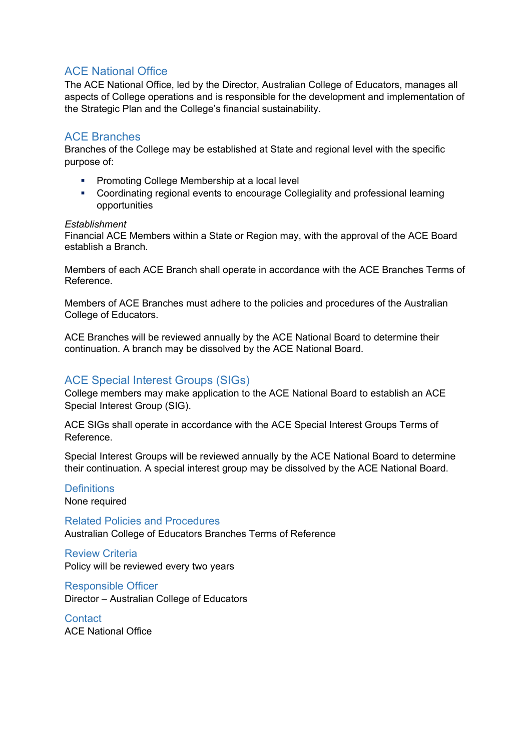## ACE National Office

The ACE National Office, led by the Director, Australian College of Educators, manages all aspects of College operations and is responsible for the development and implementation of the Strategic Plan and the College's financial sustainability.

## ACE Branches

Branches of the College may be established at State and regional level with the specific purpose of:

- Promoting College Membership at a local level
- Coordinating regional events to encourage Collegiality and professional learning opportunities

*Establishment*
Financial ACE Members within a State or Region may, with the approval of the ACE Board establish a Branch.

Members of each ACE Branch shall operate in accordance with the ACE Branches Terms of Reference.

Members of ACE Branches must adhere to the policies and procedures of the Australian College of Educators.

ACE Branches will be reviewed annually by the ACE National Board to determine their continuation. A branch may be dissolved by the ACE National Board.

## ACE Special Interest Groups (SIGs)

College members may make application to the ACE National Board to establish an ACE Special Interest Group (SIG).

ACE SIGs shall operate in accordance with the ACE Special Interest Groups Terms of Reference.

Special Interest Groups will be reviewed annually by the ACE National Board to determine their continuation. A special interest group may be dissolved by the ACE National Board.

## Definitions

None required

## Related Policies and Procedures

Australian College of Educators Branches Terms of Reference

## Review Criteria

Policy will be reviewed every two years

## Responsible Officer

Director – Australian College of Educators

## Contact

ACE National Office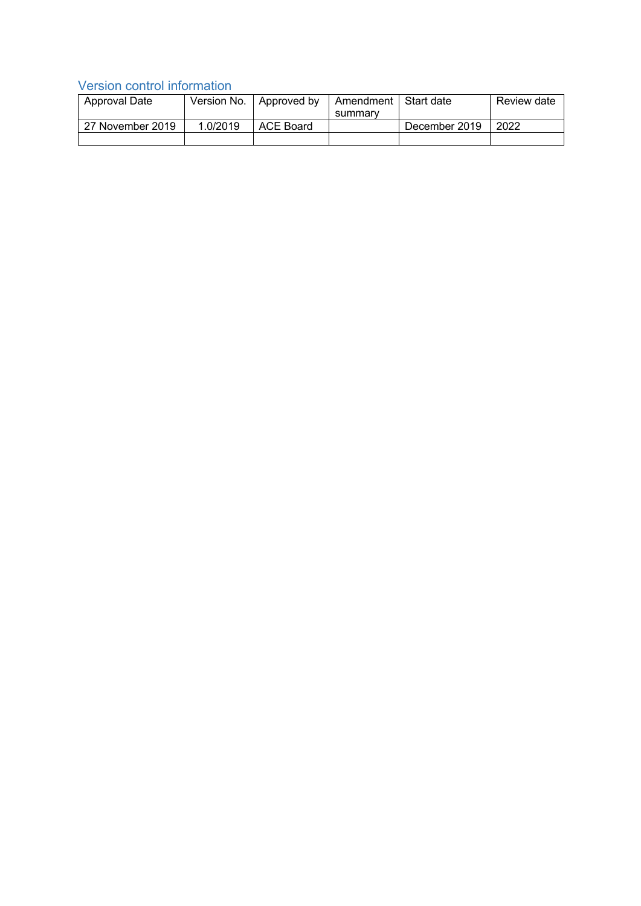## Version control information

| Approval Date | Version No. | Approved by | Amendment summary | Start date | Review date |
|---|---|---|---|---|---|
| 27 November 2019 | 1.0/2019 | ACE Board | | December 2019 | 2022 |
| | | | | | |